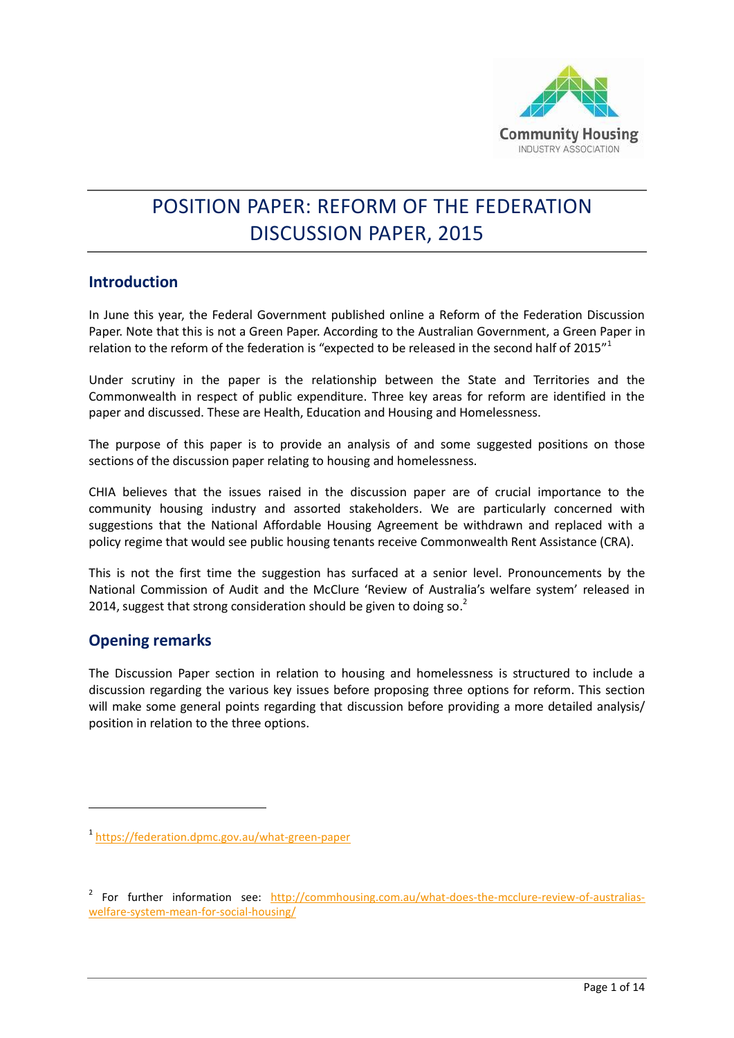Community Housing
INDUSTRY ASSOCIATION

# POSITION PAPER: REFORM OF THE FEDERATION DISCUSSION PAPER, 2015

## Introduction

In June this year, the Federal Government published online a Reform of the Federation Discussion Paper. Note that this is not a Green Paper. According to the Australian Government, a Green Paper in relation to the reform of the federation is "expected to be released in the second half of 2015"[1]

Under scrutiny in the paper is the relationship between the State and Territories and the Commonwealth in respect of public expenditure. Three key areas for reform are identified in the paper and discussed. These are Health, Education and Housing and Homelessness.

The purpose of this paper is to provide an analysis of and some suggested positions on those sections of the discussion paper relating to housing and homelessness.

CHIA believes that the issues raised in the discussion paper are of crucial importance to the community housing industry and assorted stakeholders. We are particularly concerned with suggestions that the National Affordable Housing Agreement be withdrawn and replaced with a policy regime that would see public housing tenants receive Commonwealth Rent Assistance (CRA).

This is not the first time the suggestion has surfaced at a senior level. Pronouncements by the National Commission of Audit and the McClure 'Review of Australia's welfare system' released in 2014, suggest that strong consideration should be given to doing so.[2]

## Opening remarks

The Discussion Paper section in relation to housing and homelessness is structured to include a discussion regarding the various key issues before proposing three options for reform. This section will make some general points regarding that discussion before providing a more detailed analysis/ position in relation to the three options.

---

[1] https://federation.dpmc.gov.au/what-green-paper

[2] For further information see: http://commhousing.com.au/what-does-the-mcclure-review-of-australias-welfare-system-mean-for-social-housing/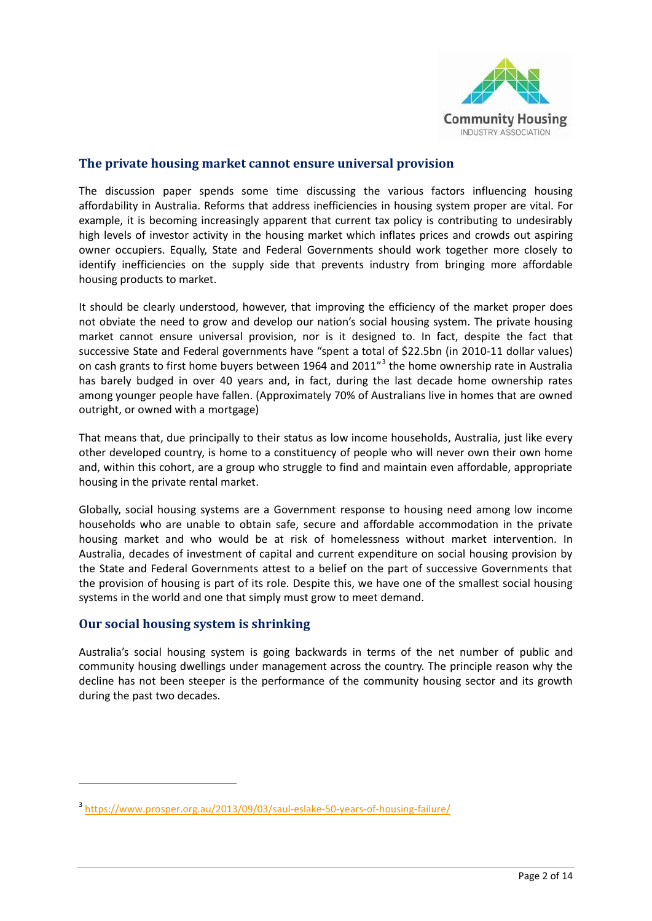## The private housing market cannot ensure universal provision

The discussion paper spends some time discussing the various factors influencing housing affordability in Australia. Reforms that address inefficiencies in housing system proper are vital. For example, it is becoming increasingly apparent that current tax policy is contributing to undesirably high levels of investor activity in the housing market which inflates prices and crowds out aspiring owner occupiers. Equally, State and Federal Governments should work together more closely to identify inefficiencies on the supply side that prevents industry from bringing more affordable housing products to market.

It should be clearly understood, however, that improving the efficiency of the market proper does not obviate the need to grow and develop our nation's social housing system. The private housing market cannot ensure universal provision, nor is it designed to. In fact, despite the fact that successive State and Federal governments have "spent a total of $22.5bn (in 2010-11 dollar values) on cash grants to first home buyers between 1964 and 2011"[3] the home ownership rate in Australia has barely budged in over 40 years and, in fact, during the last decade home ownership rates among younger people have fallen. (Approximately 70% of Australians live in homes that are owned outright, or owned with a mortgage)

That means that, due principally to their status as low income households, Australia, just like every other developed country, is home to a constituency of people who will never own their own home and, within this cohort, are a group who struggle to find and maintain even affordable, appropriate housing in the private rental market.

Globally, social housing systems are a Government response to housing need among low income households who are unable to obtain safe, secure and affordable accommodation in the private housing market and who would be at risk of homelessness without market intervention. In Australia, decades of investment of capital and current expenditure on social housing provision by the State and Federal Governments attest to a belief on the part of successive Governments that the provision of housing is part of its role. Despite this, we have one of the smallest social housing systems in the world and one that simply must grow to meet demand.

## Our social housing system is shrinking

Australia's social housing system is going backwards in terms of the net number of public and community housing dwellings under management across the country. The principle reason why the decline has not been steeper is the performance of the community housing sector and its growth during the past two decades.

---

[3] https://www.prosper.org.au/2013/09/03/saul-eslake-50-years-of-housing-failure/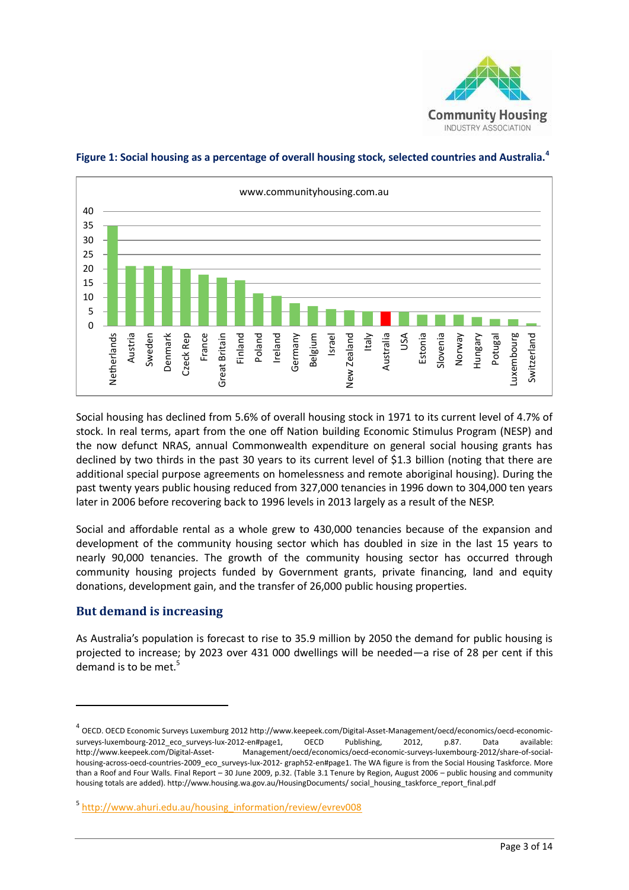**Figure 1: Social housing as a percentage of overall housing stock, selected countries and Australia.**[4]

Social housing has declined from 5.6% of overall housing stock in 1971 to its current level of 4.7% of stock. In real terms, apart from the one off Nation building Economic Stimulus Program (NESP) and the now defunct NRAS, annual Commonwealth expenditure on general social housing grants has declined by two thirds in the past 30 years to its current level of $1.3 billion (noting that there are additional special purpose agreements on homelessness and remote aboriginal housing). During the past twenty years public housing reduced from 327,000 tenancies in 1996 down to 304,000 ten years later in 2006 before recovering back to 1996 levels in 2013 largely as a result of the NESP.

Social and affordable rental as a whole grew to 430,000 tenancies because of the expansion and development of the community housing sector which has doubled in size in the last 15 years to nearly 90,000 tenancies. The growth of the community housing sector has occurred through community housing projects funded by Government grants, private financing, land and equity donations, development gain, and the transfer of 26,000 public housing properties.

## But demand is increasing

As Australia's population is forecast to rise to 35.9 million by 2050 the demand for public housing is projected to increase; by 2023 over 431 000 dwellings will be needed—a rise of 28 per cent if this demand is to be met.[5]

---

[4] OECD. OECD Economic Surveys Luxemburg 2012 http://www.keepeek.com/Digital-Asset-Management/oecd/economics/oecd-economic-surveys-luxembourg-2012_eco_surveys-lux-2012-en#page1, OECD Publishing, 2012, p.87. Data available: http://www.keepeek.com/Digital-Asset-Management/oecd/economics/oecd-economic-surveys-luxembourg-2012/share-of-social-housing-across-oecd-countries-2009_eco_surveys-lux-2012- graph52-en#page1. The WA figure is from the Social Housing Taskforce. More than a Roof and Four Walls. Final Report – 30 June 2009, p.32. (Table 3.1 Tenure by Region, August 2006 – public housing and community housing totals are added). http://www.housing.wa.gov.au/HousingDocuments/ social_housing_taskforce_report_final.pdf

[5] http://www.ahuri.edu.au/housing_information/review/evrev008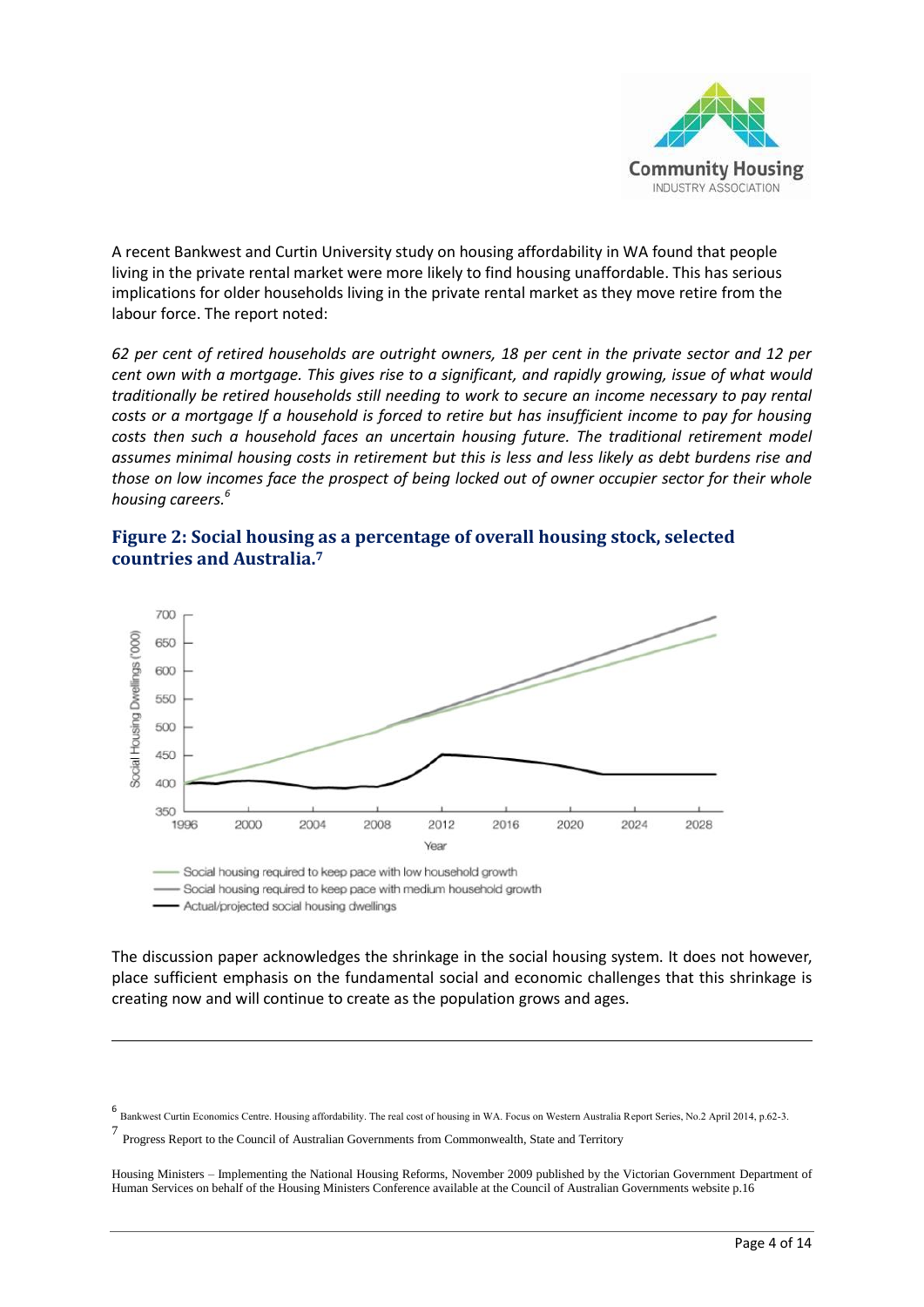A recent Bankwest and Curtin University study on housing affordability in WA found that people living in the private rental market were more likely to find housing unaffordable. This has serious implications for older households living in the private rental market as they move retire from the labour force. The report noted:

*62 per cent of retired households are outright owners, 18 per cent in the private sector and 12 per cent own with a mortgage. This gives rise to a significant, and rapidly growing, issue of what would traditionally be retired households still needing to work to secure an income necessary to pay rental costs or a mortgage If a household is forced to retire but has insufficient income to pay for housing costs then such a household faces an uncertain housing future. The traditional retirement model assumes minimal housing costs in retirement but this is less and less likely as debt burdens rise and those on low incomes face the prospect of being locked out of owner occupier sector for their whole housing careers.*[6]

### Figure 2: Social housing as a percentage of overall housing stock, selected countries and Australia.[7]

The discussion paper acknowledges the shrinkage in the social housing system. It does not however, place sufficient emphasis on the fundamental social and economic challenges that this shrinkage is creating now and will continue to create as the population grows and ages.

---

[6] Bankwest Curtin Economics Centre. Housing affordability. The real cost of housing in WA. Focus on Western Australia Report Series, No.2 April 2014, p.62-3.

[7] Progress Report to the Council of Australian Governments from Commonwealth, State and Territory

Housing Ministers – Implementing the National Housing Reforms, November 2009 published by the Victorian Government Department of Human Services on behalf of the Housing Ministers Conference available at the Council of Australian Governments website p.16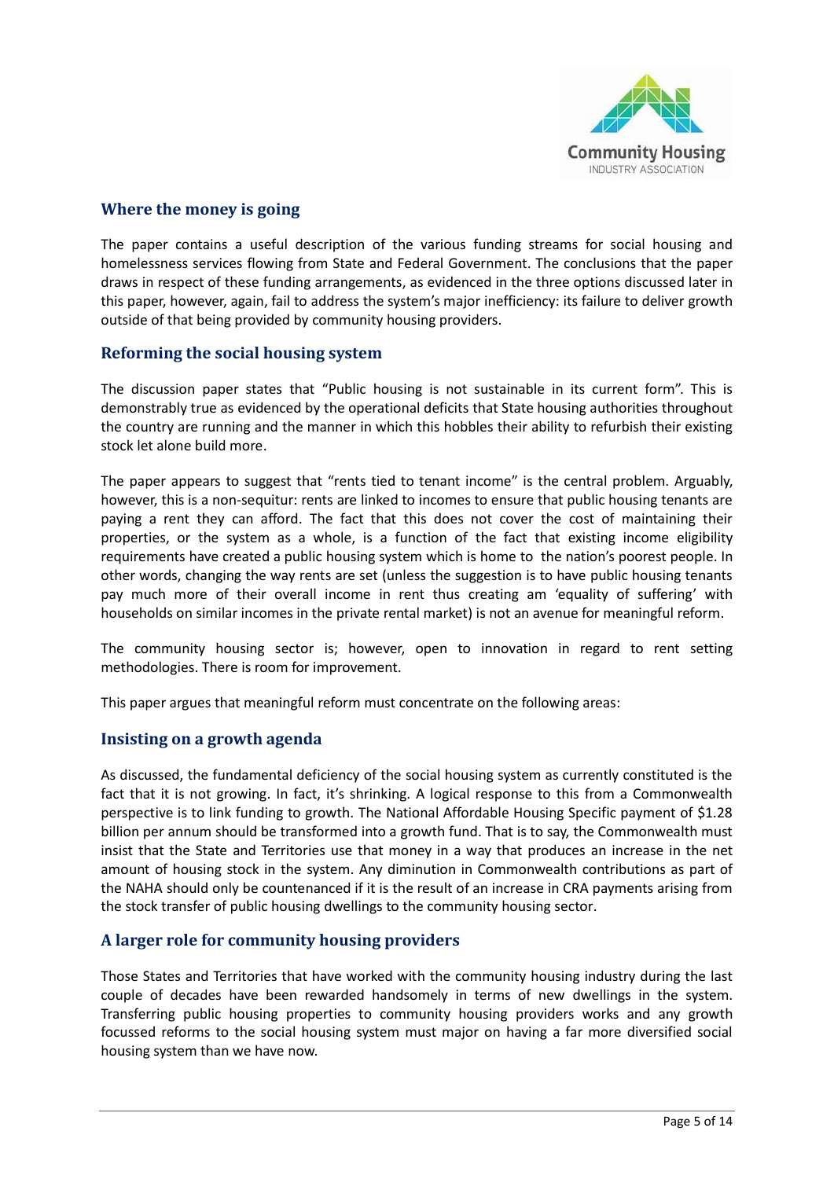## Where the money is going

The paper contains a useful description of the various funding streams for social housing and homelessness services flowing from State and Federal Government. The conclusions that the paper draws in respect of these funding arrangements, as evidenced in the three options discussed later in this paper, however, again, fail to address the system's major inefficiency: its failure to deliver growth outside of that being provided by community housing providers.

## Reforming the social housing system

The discussion paper states that "Public housing is not sustainable in its current form". This is demonstrably true as evidenced by the operational deficits that State housing authorities throughout the country are running and the manner in which this hobbles their ability to refurbish their existing stock let alone build more.

The paper appears to suggest that "rents tied to tenant income" is the central problem. Arguably, however, this is a non-sequitur: rents are linked to incomes to ensure that public housing tenants are paying a rent they can afford. The fact that this does not cover the cost of maintaining their properties, or the system as a whole, is a function of the fact that existing income eligibility requirements have created a public housing system which is home to the nation's poorest people. In other words, changing the way rents are set (unless the suggestion is to have public housing tenants pay much more of their overall income in rent thus creating am 'equality of suffering' with households on similar incomes in the private rental market) is not an avenue for meaningful reform.

The community housing sector is; however, open to innovation in regard to rent setting methodologies. There is room for improvement.

This paper argues that meaningful reform must concentrate on the following areas:

## Insisting on a growth agenda

As discussed, the fundamental deficiency of the social housing system as currently constituted is the fact that it is not growing. In fact, it's shrinking. A logical response to this from a Commonwealth perspective is to link funding to growth. The National Affordable Housing Specific payment of $1.28 billion per annum should be transformed into a growth fund. That is to say, the Commonwealth must insist that the State and Territories use that money in a way that produces an increase in the net amount of housing stock in the system. Any diminution in Commonwealth contributions as part of the NAHA should only be countenanced if it is the result of an increase in CRA payments arising from the stock transfer of public housing dwellings to the community housing sector.

## A larger role for community housing providers

Those States and Territories that have worked with the community housing industry during the last couple of decades have been rewarded handsomely in terms of new dwellings in the system. Transferring public housing properties to community housing providers works and any growth focussed reforms to the social housing system must major on having a far more diversified social housing system than we have now.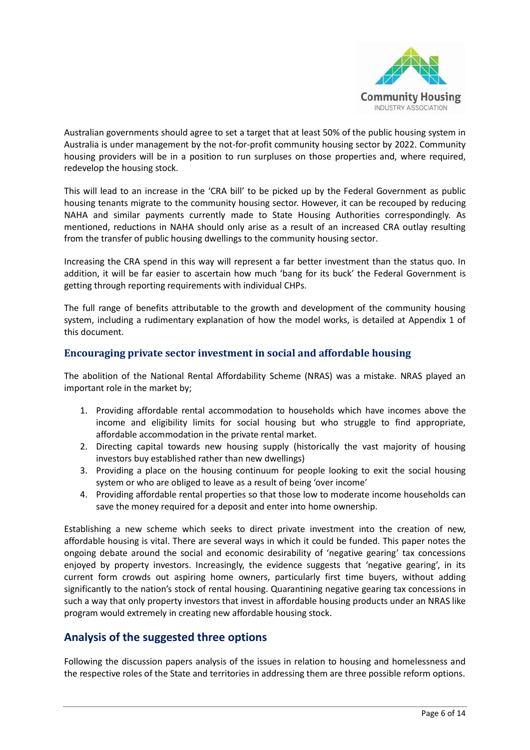Australian governments should agree to set a target that at least 50% of the public housing system in Australia is under management by the not-for-profit community housing sector by 2022. Community housing providers will be in a position to run surpluses on those properties and, where required, redevelop the housing stock.

This will lead to an increase in the 'CRA bill' to be picked up by the Federal Government as public housing tenants migrate to the community housing sector. However, it can be recouped by reducing NAHA and similar payments currently made to State Housing Authorities correspondingly. As mentioned, reductions in NAHA should only arise as a result of an increased CRA outlay resulting from the transfer of public housing dwellings to the community housing sector.

Increasing the CRA spend in this way will represent a far better investment than the status quo. In addition, it will be far easier to ascertain how much 'bang for its buck' the Federal Government is getting through reporting requirements with individual CHPs.

The full range of benefits attributable to the growth and development of the community housing system, including a rudimentary explanation of how the model works, is detailed at Appendix 1 of this document.

### Encouraging private sector investment in social and affordable housing

The abolition of the National Rental Affordability Scheme (NRAS) was a mistake. NRAS played an important role in the market by;

1. Providing affordable rental accommodation to households which have incomes above the income and eligibility limits for social housing but who struggle to find appropriate, affordable accommodation in the private rental market.
2. Directing capital towards new housing supply (historically the vast majority of housing investors buy established rather than new dwellings)
3. Providing a place on the housing continuum for people looking to exit the social housing system or who are obliged to leave as a result of being 'over income'
4. Providing affordable rental properties so that those low to moderate income households can save the money required for a deposit and enter into home ownership.

Establishing a new scheme which seeks to direct private investment into the creation of new, affordable housing is vital. There are several ways in which it could be funded. This paper notes the ongoing debate around the social and economic desirability of 'negative gearing' tax concessions enjoyed by property investors. Increasingly, the evidence suggests that 'negative gearing', in its current form crowds out aspiring home owners, particularly first time buyers, without adding significantly to the nation's stock of rental housing. Quarantining negative gearing tax concessions in such a way that only property investors that invest in affordable housing products under an NRAS like program would extremely in creating new affordable housing stock.

## Analysis of the suggested three options

Following the discussion papers analysis of the issues in relation to housing and homelessness and the respective roles of the State and territories in addressing them are three possible reform options.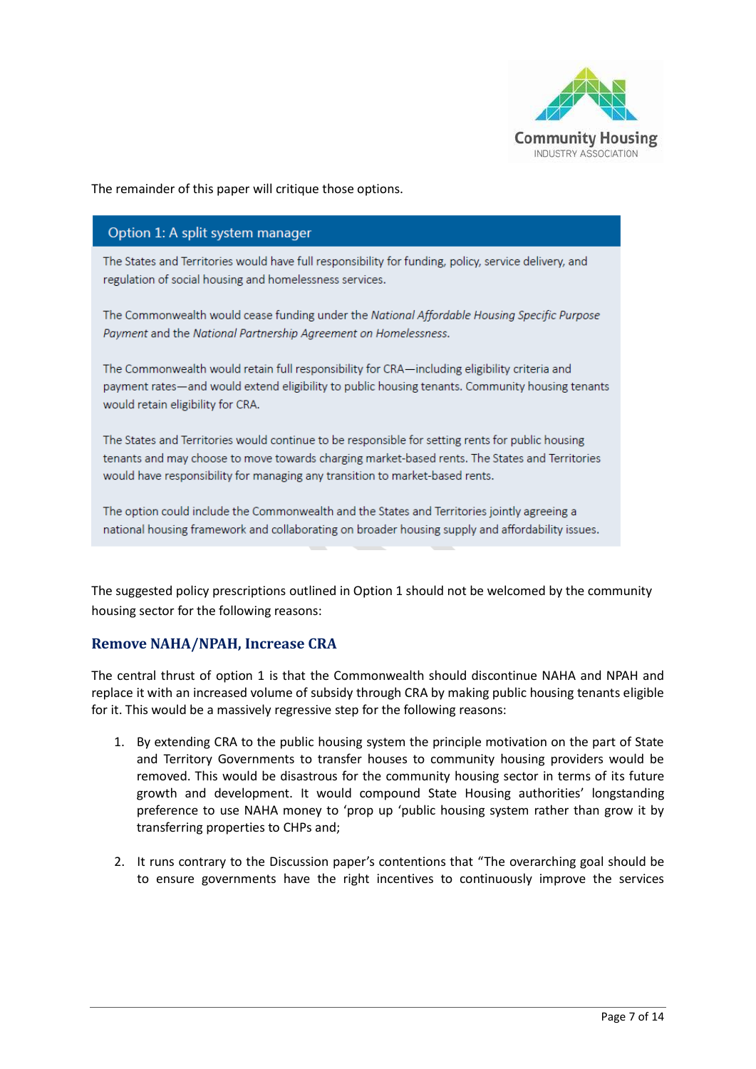The remainder of this paper will critique those options.

> **Option 1: A split system manager**
>
> The States and Territories would have full responsibility for funding, policy, service delivery, and regulation of social housing and homelessness services.
>
> The Commonwealth would cease funding under the *National Affordable Housing Specific Purpose Payment* and the *National Partnership Agreement on Homelessness*.
>
> The Commonwealth would retain full responsibility for CRA—including eligibility criteria and payment rates—and would extend eligibility to public housing tenants. Community housing tenants would retain eligibility for CRA.
>
> The States and Territories would continue to be responsible for setting rents for public housing tenants and may choose to move towards charging market-based rents. The States and Territories would have responsibility for managing any transition to market-based rents.
>
> The option could include the Commonwealth and the States and Territories jointly agreeing a national housing framework and collaborating on broader housing supply and affordability issues.

The suggested policy prescriptions outlined in Option 1 should not be welcomed by the community housing sector for the following reasons:

## Remove NAHA/NPAH, Increase CRA

The central thrust of option 1 is that the Commonwealth should discontinue NAHA and NPAH and replace it with an increased volume of subsidy through CRA by making public housing tenants eligible for it. This would be a massively regressive step for the following reasons:

1. By extending CRA to the public housing system the principle motivation on the part of State and Territory Governments to transfer houses to community housing providers would be removed. This would be disastrous for the community housing sector in terms of its future growth and development. It would compound State Housing authorities' longstanding preference to use NAHA money to 'prop up 'public housing system rather than grow it by transferring properties to CHPs and;

2. It runs contrary to the Discussion paper's contentions that "The overarching goal should be to ensure governments have the right incentives to continuously improve the services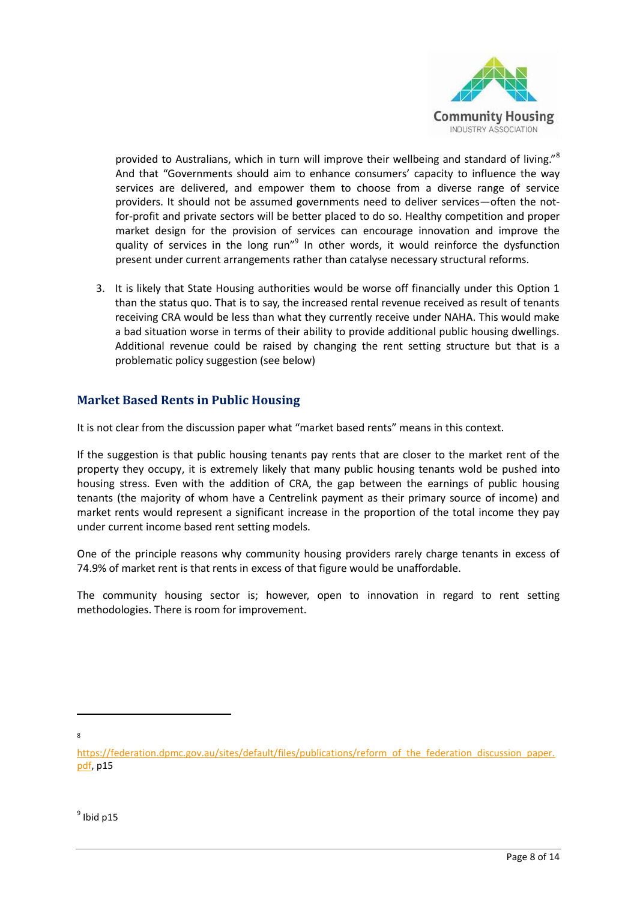provided to Australians, which in turn will improve their wellbeing and standard of living."[8] And that "Governments should aim to enhance consumers' capacity to influence the way services are delivered, and empower them to choose from a diverse range of service providers. It should not be assumed governments need to deliver services—often the not-for-profit and private sectors will be better placed to do so. Healthy competition and proper market design for the provision of services can encourage innovation and improve the quality of services in the long run"[9] In other words, it would reinforce the dysfunction present under current arrangements rather than catalyse necessary structural reforms.

3. It is likely that State Housing authorities would be worse off financially under this Option 1 than the status quo. That is to say, the increased rental revenue received as result of tenants receiving CRA would be less than what they currently receive under NAHA. This would make a bad situation worse in terms of their ability to provide additional public housing dwellings. Additional revenue could be raised by changing the rent setting structure but that is a problematic policy suggestion (see below)

## Market Based Rents in Public Housing

It is not clear from the discussion paper what "market based rents" means in this context.

If the suggestion is that public housing tenants pay rents that are closer to the market rent of the property they occupy, it is extremely likely that many public housing tenants wold be pushed into housing stress. Even with the addition of CRA, the gap between the earnings of public housing tenants (the majority of whom have a Centrelink payment as their primary source of income) and market rents would represent a significant increase in the proportion of the total income they pay under current income based rent setting models.

One of the principle reasons why community housing providers rarely charge tenants in excess of 74.9% of market rent is that rents in excess of that figure would be unaffordable.

The community housing sector is; however, open to innovation in regard to rent setting methodologies. There is room for improvement.

---

[8] https://federation.dpmc.gov.au/sites/default/files/publications/reform_of_the_federation_discussion_paper.pdf, p15

[9] Ibid p15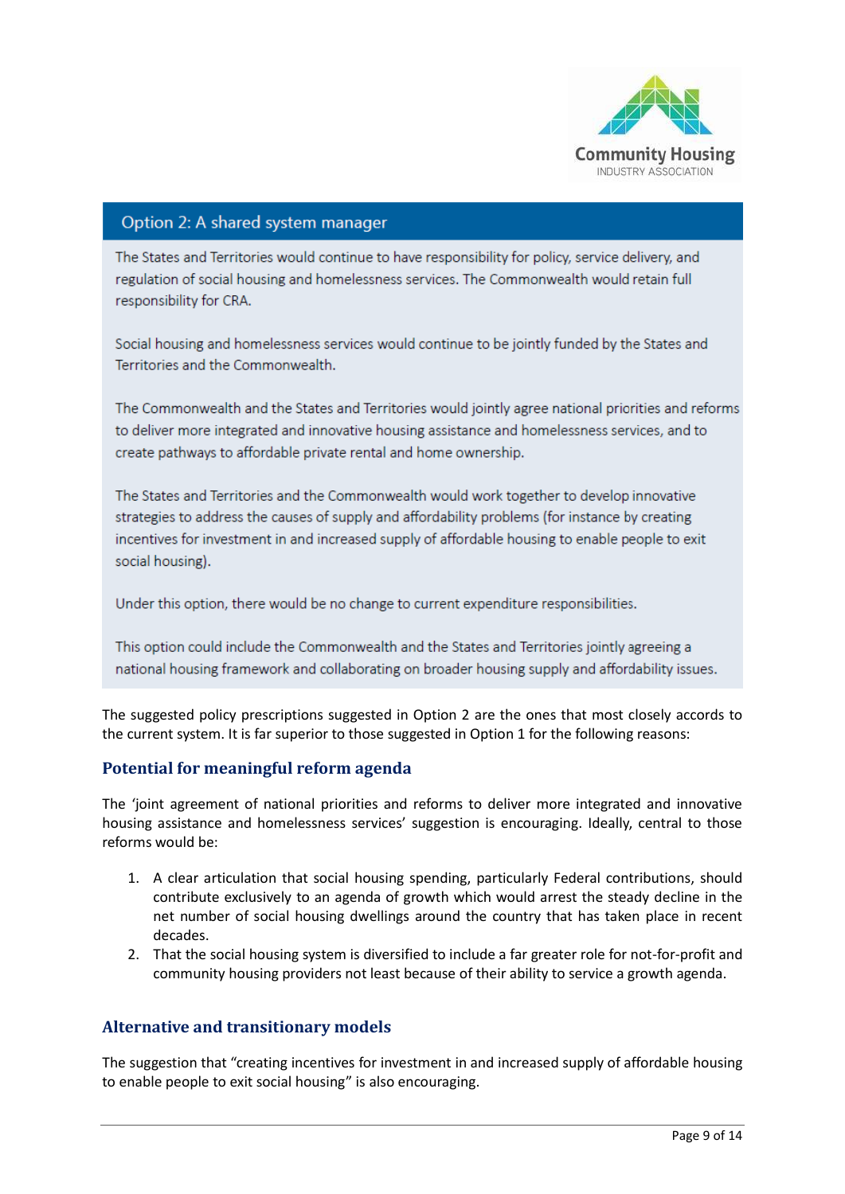## Option 2: A shared system manager

The States and Territories would continue to have responsibility for policy, service delivery, and regulation of social housing and homelessness services. The Commonwealth would retain full responsibility for CRA.

Social housing and homelessness services would continue to be jointly funded by the States and Territories and the Commonwealth.

The Commonwealth and the States and Territories would jointly agree national priorities and reforms to deliver more integrated and innovative housing assistance and homelessness services, and to create pathways to affordable private rental and home ownership.

The States and Territories and the Commonwealth would work together to develop innovative strategies to address the causes of supply and affordability problems (for instance by creating incentives for investment in and increased supply of affordable housing to enable people to exit social housing).

Under this option, there would be no change to current expenditure responsibilities.

This option could include the Commonwealth and the States and Territories jointly agreeing a national housing framework and collaborating on broader housing supply and affordability issues.

The suggested policy prescriptions suggested in Option 2 are the ones that most closely accords to the current system. It is far superior to those suggested in Option 1 for the following reasons:

### Potential for meaningful reform agenda

The 'joint agreement of national priorities and reforms to deliver more integrated and innovative housing assistance and homelessness services' suggestion is encouraging. Ideally, central to those reforms would be:

1. A clear articulation that social housing spending, particularly Federal contributions, should contribute exclusively to an agenda of growth which would arrest the steady decline in the net number of social housing dwellings around the country that has taken place in recent decades.
2. That the social housing system is diversified to include a far greater role for not-for-profit and community housing providers not least because of their ability to service a growth agenda.

### Alternative and transitionary models

The suggestion that "creating incentives for investment in and increased supply of affordable housing to enable people to exit social housing" is also encouraging.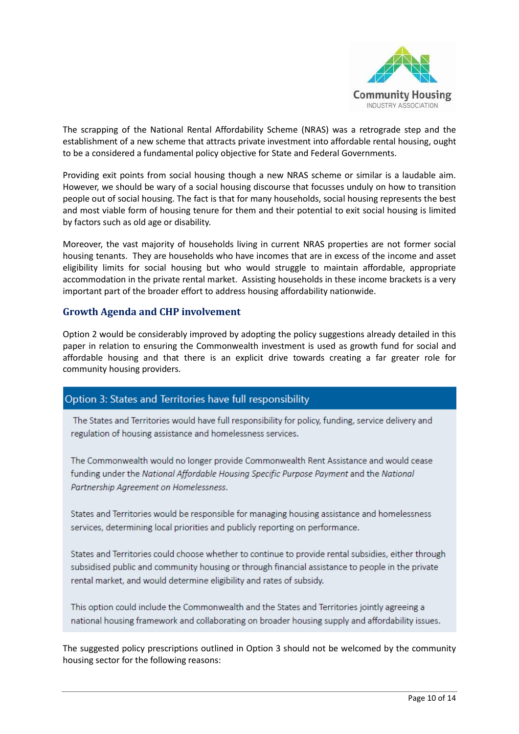The scrapping of the National Rental Affordability Scheme (NRAS) was a retrograde step and the establishment of a new scheme that attracts private investment into affordable rental housing, ought to be a considered a fundamental policy objective for State and Federal Governments.

Providing exit points from social housing though a new NRAS scheme or similar is a laudable aim. However, we should be wary of a social housing discourse that focusses unduly on how to transition people out of social housing. The fact is that for many households, social housing represents the best and most viable form of housing tenure for them and their potential to exit social housing is limited by factors such as old age or disability.

Moreover, the vast majority of households living in current NRAS properties are not former social housing tenants. They are households who have incomes that are in excess of the income and asset eligibility limits for social housing but who would struggle to maintain affordable, appropriate accommodation in the private rental market. Assisting households in these income brackets is a very important part of the broader effort to address housing affordability nationwide.

## Growth Agenda and CHP involvement

Option 2 would be considerably improved by adopting the policy suggestions already detailed in this paper in relation to ensuring the Commonwealth investment is used as growth fund for social and affordable housing and that there is an explicit drive towards creating a far greater role for community housing providers.

### Option 3: States and Territories have full responsibility

The States and Territories would have full responsibility for policy, funding, service delivery and regulation of housing assistance and homelessness services.

The Commonwealth would no longer provide Commonwealth Rent Assistance and would cease funding under the *National Affordable Housing Specific Purpose Payment* and the *National Partnership Agreement on Homelessness*.

States and Territories would be responsible for managing housing assistance and homelessness services, determining local priorities and publicly reporting on performance.

States and Territories could choose whether to continue to provide rental subsidies, either through subsidised public and community housing or through financial assistance to people in the private rental market, and would determine eligibility and rates of subsidy.

This option could include the Commonwealth and the States and Territories jointly agreeing a national housing framework and collaborating on broader housing supply and affordability issues.

The suggested policy prescriptions outlined in Option 3 should not be welcomed by the community housing sector for the following reasons: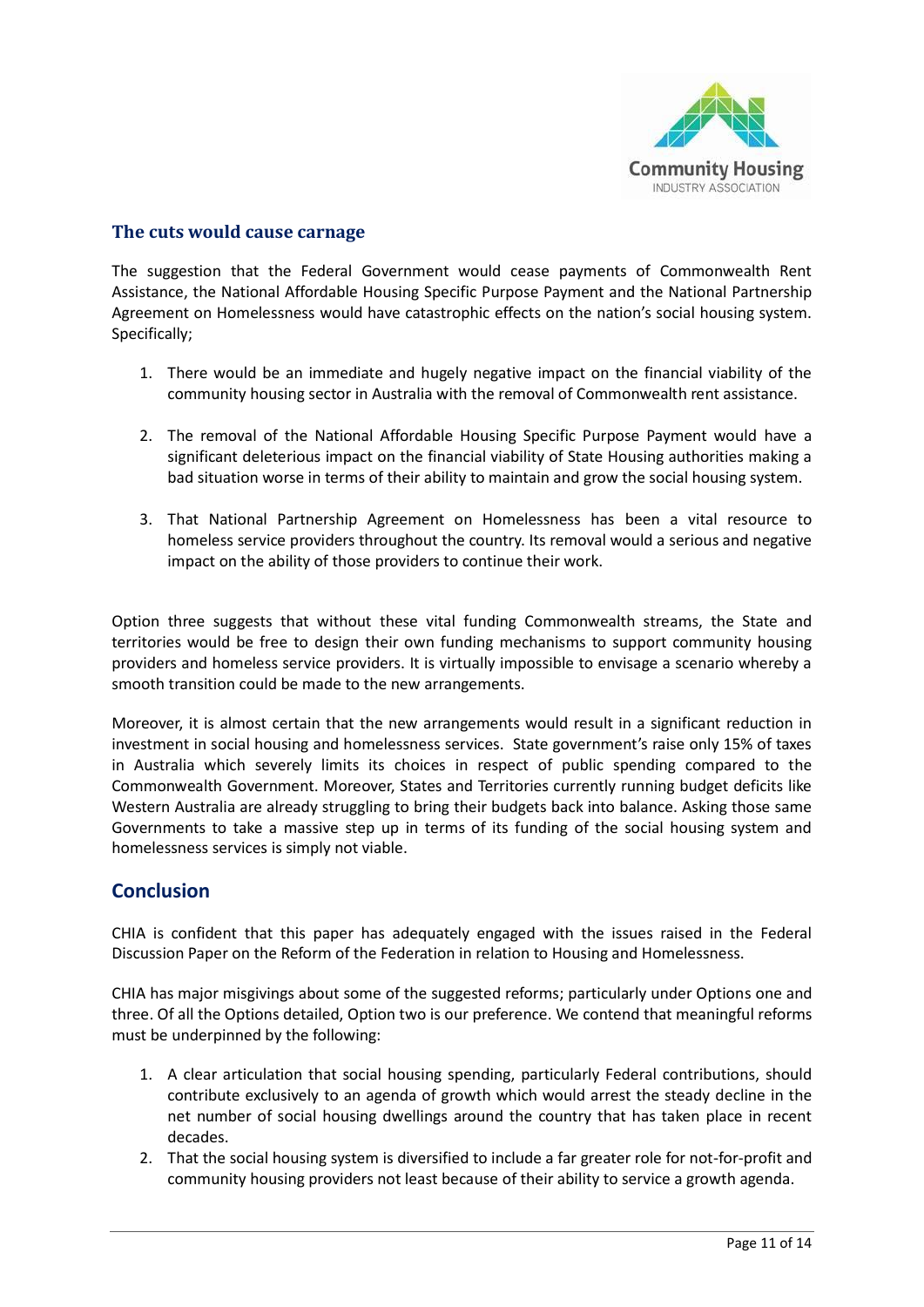## The cuts would cause carnage

The suggestion that the Federal Government would cease payments of Commonwealth Rent Assistance, the National Affordable Housing Specific Purpose Payment and the National Partnership Agreement on Homelessness would have catastrophic effects on the nation's social housing system. Specifically;

1. There would be an immediate and hugely negative impact on the financial viability of the community housing sector in Australia with the removal of Commonwealth rent assistance.

2. The removal of the National Affordable Housing Specific Purpose Payment would have a significant deleterious impact on the financial viability of State Housing authorities making a bad situation worse in terms of their ability to maintain and grow the social housing system.

3. That National Partnership Agreement on Homelessness has been a vital resource to homeless service providers throughout the country. Its removal would a serious and negative impact on the ability of those providers to continue their work.

Option three suggests that without these vital funding Commonwealth streams, the State and territories would be free to design their own funding mechanisms to support community housing providers and homeless service providers. It is virtually impossible to envisage a scenario whereby a smooth transition could be made to the new arrangements.

Moreover, it is almost certain that the new arrangements would result in a significant reduction in investment in social housing and homelessness services. State government's raise only 15% of taxes in Australia which severely limits its choices in respect of public spending compared to the Commonwealth Government. Moreover, States and Territories currently running budget deficits like Western Australia are already struggling to bring their budgets back into balance. Asking those same Governments to take a massive step up in terms of its funding of the social housing system and homelessness services is simply not viable.

## Conclusion

CHIA is confident that this paper has adequately engaged with the issues raised in the Federal Discussion Paper on the Reform of the Federation in relation to Housing and Homelessness.

CHIA has major misgivings about some of the suggested reforms; particularly under Options one and three. Of all the Options detailed, Option two is our preference. We contend that meaningful reforms must be underpinned by the following:

1. A clear articulation that social housing spending, particularly Federal contributions, should contribute exclusively to an agenda of growth which would arrest the steady decline in the net number of social housing dwellings around the country that has taken place in recent decades.
2. That the social housing system is diversified to include a far greater role for not-for-profit and community housing providers not least because of their ability to service a growth agenda.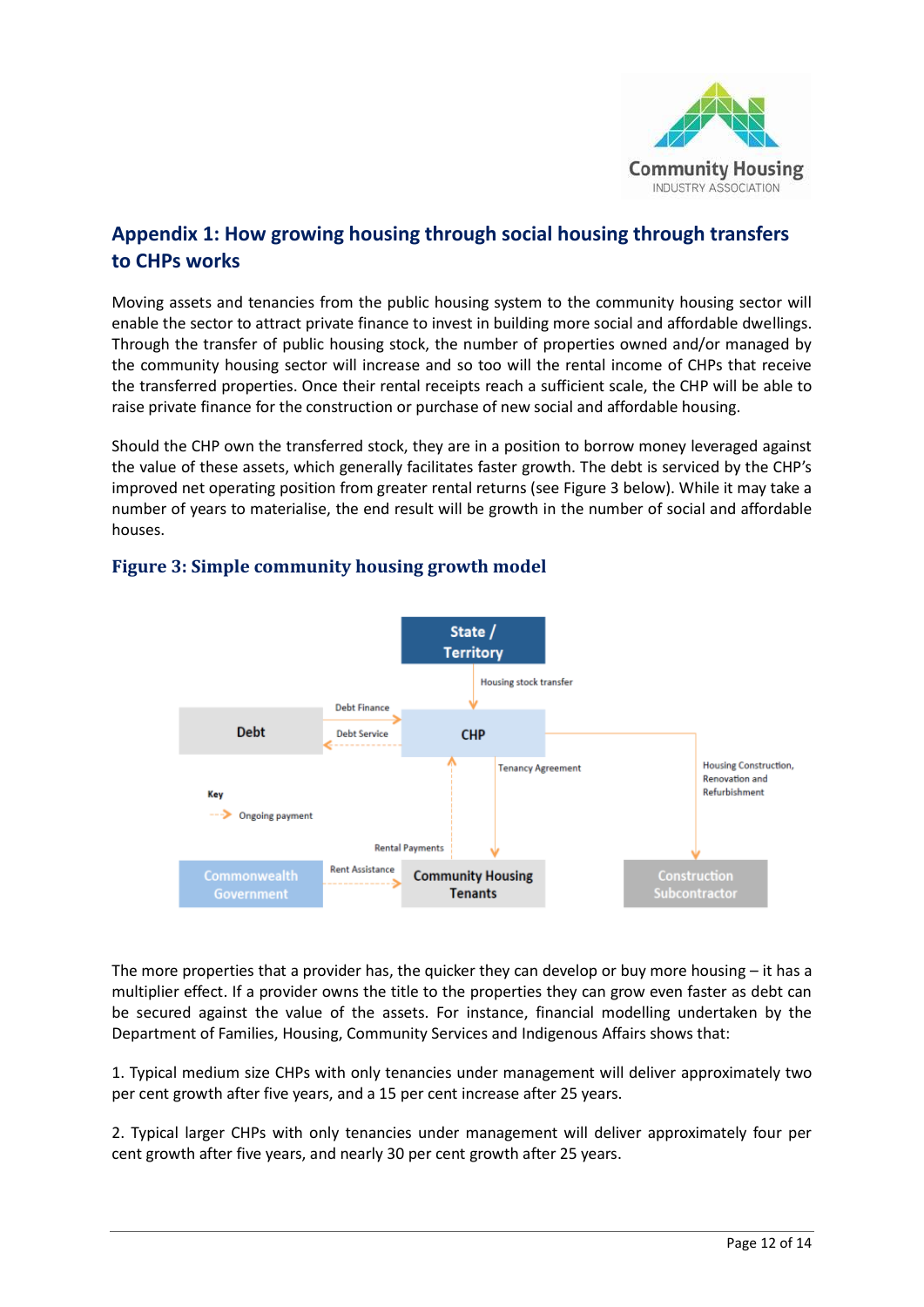## Appendix 1: How growing housing through social housing through transfers to CHPs works

Moving assets and tenancies from the public housing system to the community housing sector will enable the sector to attract private finance to invest in building more social and affordable dwellings. Through the transfer of public housing stock, the number of properties owned and/or managed by the community housing sector will increase and so too will the rental income of CHPs that receive the transferred properties. Once their rental receipts reach a sufficient scale, the CHP will be able to raise private finance for the construction or purchase of new social and affordable housing.

Should the CHP own the transferred stock, they are in a position to borrow money leveraged against the value of these assets, which generally facilitates faster growth. The debt is serviced by the CHP's improved net operating position from greater rental returns (see Figure 3 below). While it may take a number of years to materialise, the end result will be growth in the number of social and affordable houses.

### Figure 3: Simple community housing growth model

State / Territory — Housing stock transfer → CHP

Debt — Debt Finance → CHP; CHP — Debt Service → Debt

CHP — Tenancy Agreement → Community Housing Tenants

Community Housing Tenants — Rental Payments → CHP

Commonwealth Government — Rent Assistance → Community Housing Tenants

CHP — Housing Construction, Renovation and Refurbishment → Construction Subcontractor

Key: Ongoing payment (dashed arrow)

The more properties that a provider has, the quicker they can develop or buy more housing – it has a multiplier effect. If a provider owns the title to the properties they can grow even faster as debt can be secured against the value of the assets. For instance, financial modelling undertaken by the Department of Families, Housing, Community Services and Indigenous Affairs shows that:

1. Typical medium size CHPs with only tenancies under management will deliver approximately two per cent growth after five years, and a 15 per cent increase after 25 years.

2. Typical larger CHPs with only tenancies under management will deliver approximately four per cent growth after five years, and nearly 30 per cent growth after 25 years.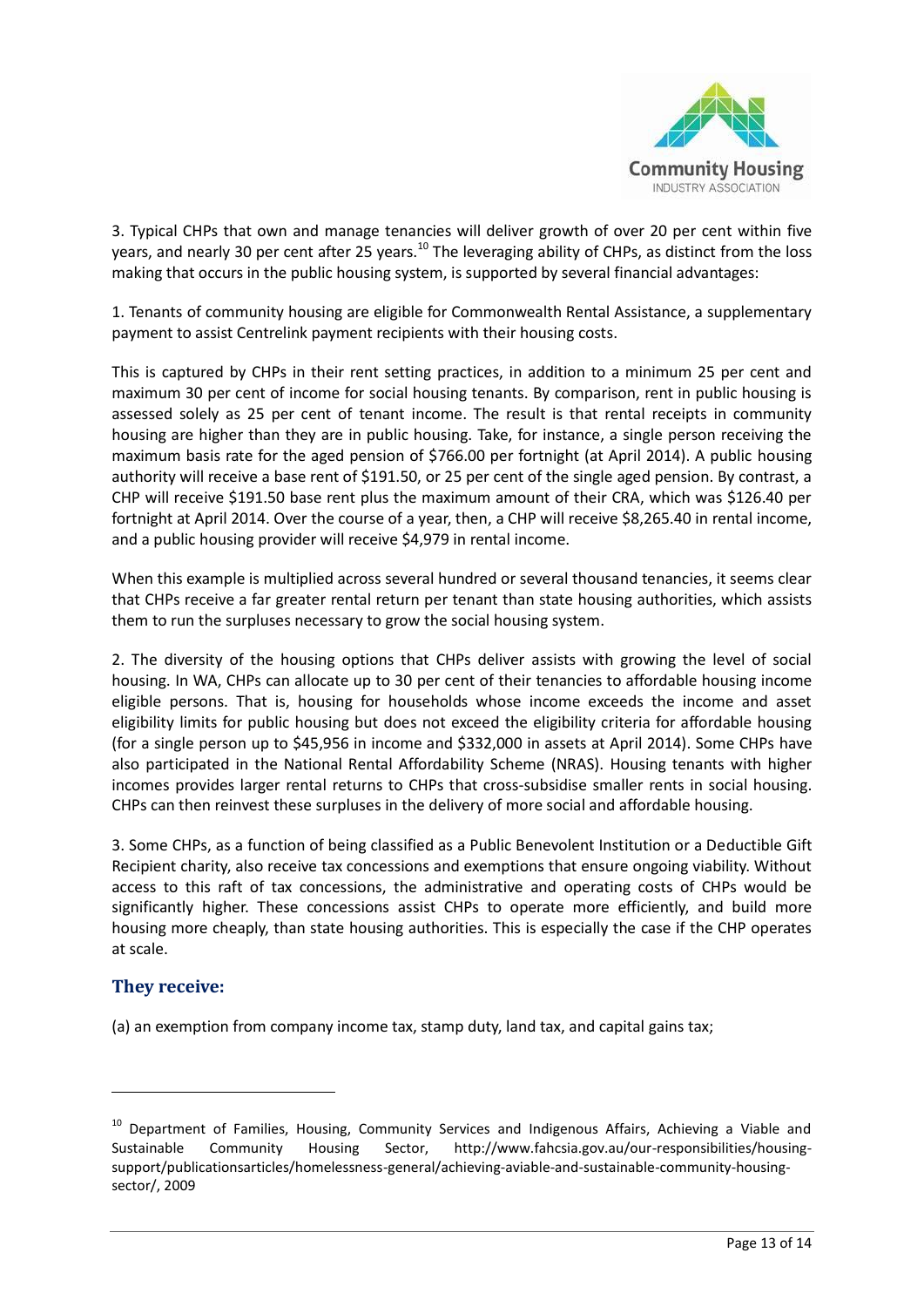3. Typical CHPs that own and manage tenancies will deliver growth of over 20 per cent within five years, and nearly 30 per cent after 25 years.[10] The leveraging ability of CHPs, as distinct from the loss making that occurs in the public housing system, is supported by several financial advantages:

1. Tenants of community housing are eligible for Commonwealth Rental Assistance, a supplementary payment to assist Centrelink payment recipients with their housing costs.

This is captured by CHPs in their rent setting practices, in addition to a minimum 25 per cent and maximum 30 per cent of income for social housing tenants. By comparison, rent in public housing is assessed solely as 25 per cent of tenant income. The result is that rental receipts in community housing are higher than they are in public housing. Take, for instance, a single person receiving the maximum basis rate for the aged pension of $766.00 per fortnight (at April 2014). A public housing authority will receive a base rent of $191.50, or 25 per cent of the single aged pension. By contrast, a CHP will receive $191.50 base rent plus the maximum amount of their CRA, which was $126.40 per fortnight at April 2014. Over the course of a year, then, a CHP will receive $8,265.40 in rental income, and a public housing provider will receive $4,979 in rental income.

When this example is multiplied across several hundred or several thousand tenancies, it seems clear that CHPs receive a far greater rental return per tenant than state housing authorities, which assists them to run the surpluses necessary to grow the social housing system.

2. The diversity of the housing options that CHPs deliver assists with growing the level of social housing. In WA, CHPs can allocate up to 30 per cent of their tenancies to affordable housing income eligible persons. That is, housing for households whose income exceeds the income and asset eligibility limits for public housing but does not exceed the eligibility criteria for affordable housing (for a single person up to $45,956 in income and $332,000 in assets at April 2014). Some CHPs have also participated in the National Rental Affordability Scheme (NRAS). Housing tenants with higher incomes provides larger rental returns to CHPs that cross-subsidise smaller rents in social housing. CHPs can then reinvest these surpluses in the delivery of more social and affordable housing.

3. Some CHPs, as a function of being classified as a Public Benevolent Institution or a Deductible Gift Recipient charity, also receive tax concessions and exemptions that ensure ongoing viability. Without access to this raft of tax concessions, the administrative and operating costs of CHPs would be significantly higher. These concessions assist CHPs to operate more efficiently, and build more housing more cheaply, than state housing authorities. This is especially the case if the CHP operates at scale.

## They receive:

(a) an exemption from company income tax, stamp duty, land tax, and capital gains tax;

---

[10] Department of Families, Housing, Community Services and Indigenous Affairs, Achieving a Viable and Sustainable Community Housing Sector, http://www.fahcsia.gov.au/our-responsibilities/housing-support/publicationsarticles/homelessness-general/achieving-aviable-and-sustainable-community-housing-sector/, 2009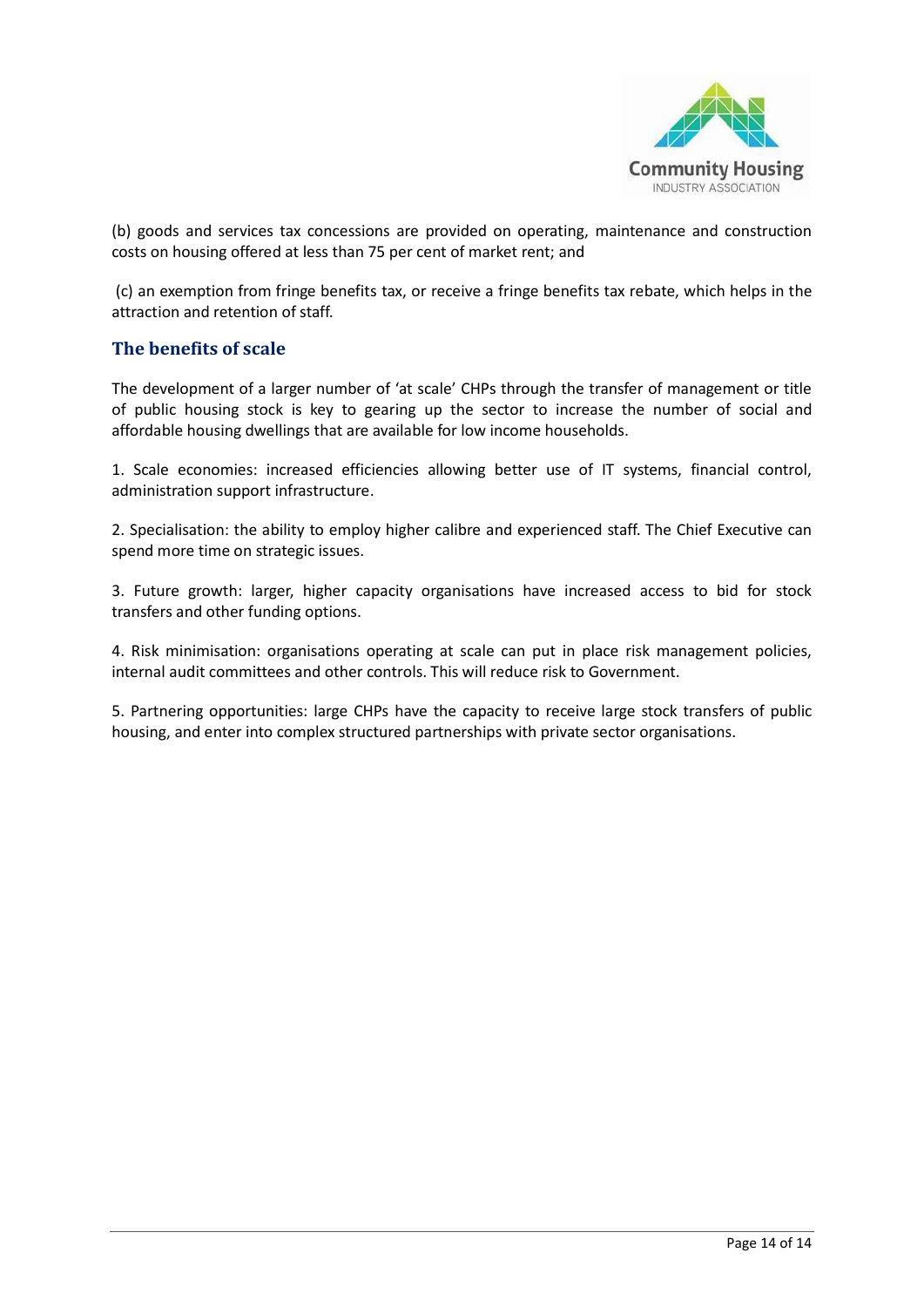(b) goods and services tax concessions are provided on operating, maintenance and construction costs on housing offered at less than 75 per cent of market rent; and

(c) an exemption from fringe benefits tax, or receive a fringe benefits tax rebate, which helps in the attraction and retention of staff.

## The benefits of scale

The development of a larger number of 'at scale' CHPs through the transfer of management or title of public housing stock is key to gearing up the sector to increase the number of social and affordable housing dwellings that are available for low income households.

1. Scale economies: increased efficiencies allowing better use of IT systems, financial control, administration support infrastructure.

2. Specialisation: the ability to employ higher calibre and experienced staff. The Chief Executive can spend more time on strategic issues.

3. Future growth: larger, higher capacity organisations have increased access to bid for stock transfers and other funding options.

4. Risk minimisation: organisations operating at scale can put in place risk management policies, internal audit committees and other controls. This will reduce risk to Government.

5. Partnering opportunities: large CHPs have the capacity to receive large stock transfers of public housing, and enter into complex structured partnerships with private sector organisations.